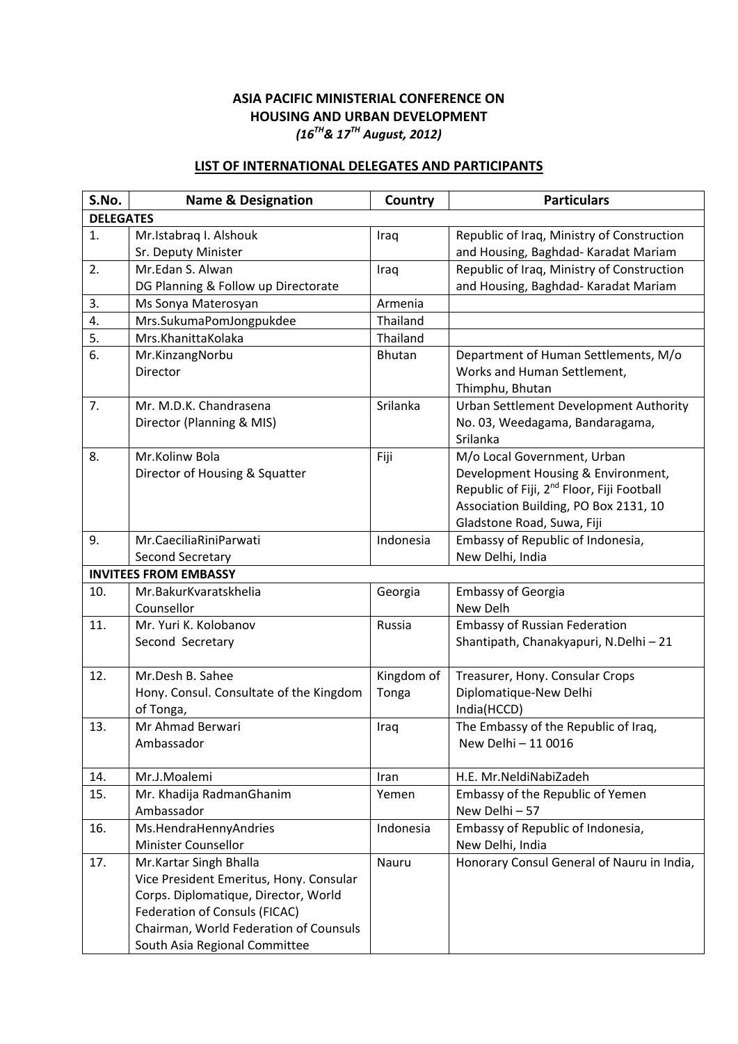**ASIA PACIFIC MINISTERIAL CONFERENCE ON HOUSING AND URBAN DEVELOPMENT**

***(16TH & 17TH August, 2012)***

## LIST OF INTERNATIONAL DELEGATES AND PARTICIPANTS

| S.No. | Name & Designation | Country | Particulars |
|---|---|---|---|
| **DELEGATES** | | | |
| 1. | Mr.Istabraq I. Alshouk<br>Sr. Deputy Minister | Iraq | Republic of Iraq, Ministry of Construction and Housing, Baghdad- Karadat Mariam |
| 2. | Mr.Edan S. Alwan<br>DG Planning & Follow up Directorate | Iraq | Republic of Iraq, Ministry of Construction and Housing, Baghdad- Karadat Mariam |
| 3. | Ms Sonya Materosyan | Armenia | |
| 4. | Mrs.SukumaPomJongpukdee | Thailand | |
| 5. | Mrs.KhanittaKolaka | Thailand | |
| 6. | Mr.KinzangNorbu<br>Director | Bhutan | Department of Human Settlements, M/o Works and Human Settlement, Thimphu, Bhutan |
| 7. | Mr. M.D.K. Chandrasena<br>Director (Planning & MIS) | Srilanka | Urban Settlement Development Authority No. 03, Weedagama, Bandaragama, Srilanka |
| 8. | Mr.Kolinw Bola<br>Director of Housing & Squatter | Fiji | M/o Local Government, Urban Development Housing & Environment, Republic of Fiji, 2nd Floor, Fiji Football Association Building, PO Box 2131, 10 Gladstone Road, Suwa, Fiji |
| 9. | Mr.CaeciliaRiniParwati<br>Second Secretary | Indonesia | Embassy of Republic of Indonesia, New Delhi, India |
| **INVITEES FROM EMBASSY** | | | |
| 10. | Mr.BakurKvaratskhelia<br>Counsellor | Georgia | Embassy of Georgia<br>New Delh |
| 11. | Mr. Yuri K. Kolobanov<br>Second Secretary | Russia | Embassy of Russian Federation<br>Shantipath, Chanakyapuri, N.Delhi – 21 |
| 12. | Mr.Desh B. Sahee<br>Hony. Consul. Consultate of the Kingdom of Tonga, | Kingdom of Tonga | Treasurer, Hony. Consular Crops Diplomatique-New Delhi<br>India(HCCD) |
| 13. | Mr Ahmad Berwari<br>Ambassador | Iraq | The Embassy of the Republic of Iraq,<br>New Delhi – 11 0016 |
| 14. | Mr.J.Moalemi | Iran | H.E. Mr.NeldiNabiZadeh |
| 15. | Mr. Khadija RadmanGhanim<br>Ambassador | Yemen | Embassy of the Republic of Yemen<br>New Delhi – 57 |
| 16. | Ms.HendraHennyAndries<br>Minister Counsellor | Indonesia | Embassy of Republic of Indonesia,<br>New Delhi, India |
| 17. | Mr.Kartar Singh Bhalla<br>Vice President Emeritus, Hony. Consular Corps. Diplomatique, Director, World Federation of Consuls (FICAC)<br>Chairman, World Federation of Counsuls South Asia Regional Committee | Nauru | Honorary Consul General of Nauru in India, |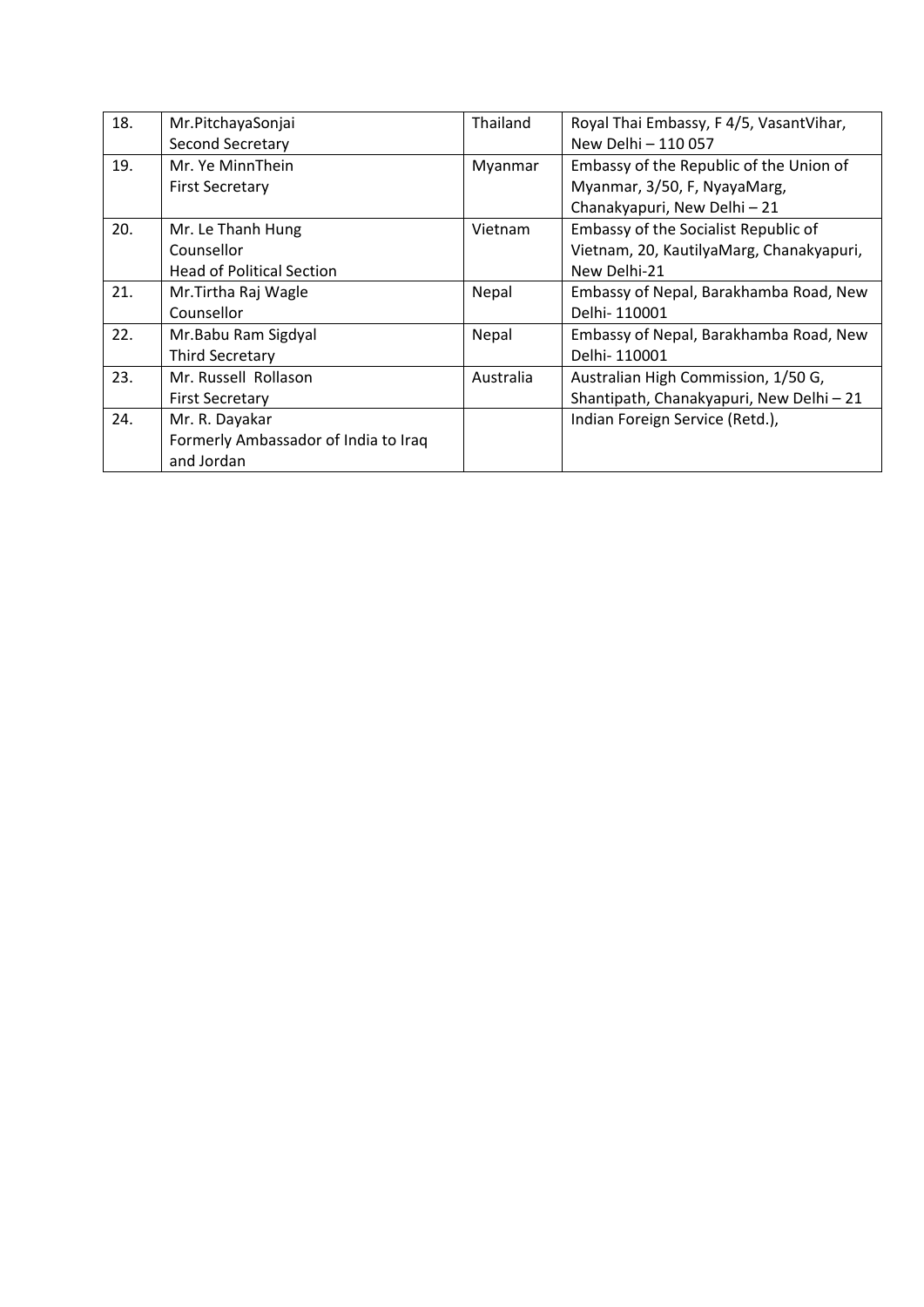| | | | |
|---|---|---|---|
| 18. | Mr.PitchayaSonjai<br>Second Secretary | Thailand | Royal Thai Embassy, F 4/5, VasantVihar, New Delhi – 110 057 |
| 19. | Mr. Ye MinnThein<br>First Secretary | Myanmar | Embassy of the Republic of the Union of Myanmar, 3/50, F, NyayaMarg, Chanakyapuri, New Delhi – 21 |
| 20. | Mr. Le Thanh Hung<br>Counsellor<br>Head of Political Section | Vietnam | Embassy of the Socialist Republic of Vietnam, 20, KautilyaMarg, Chanakyapuri, New Delhi-21 |
| 21. | Mr.Tirtha Raj Wagle<br>Counsellor | Nepal | Embassy of Nepal, Barakhamba Road, New Delhi- 110001 |
| 22. | Mr.Babu Ram Sigdyal<br>Third Secretary | Nepal | Embassy of Nepal, Barakhamba Road, New Delhi- 110001 |
| 23. | Mr. Russell Rollason<br>First Secretary | Australia | Australian High Commission, 1/50 G, Shantipath, Chanakyapuri, New Delhi – 21 |
| 24. | Mr. R. Dayakar<br>Formerly Ambassador of India to Iraq and Jordan | | Indian Foreign Service (Retd.), |